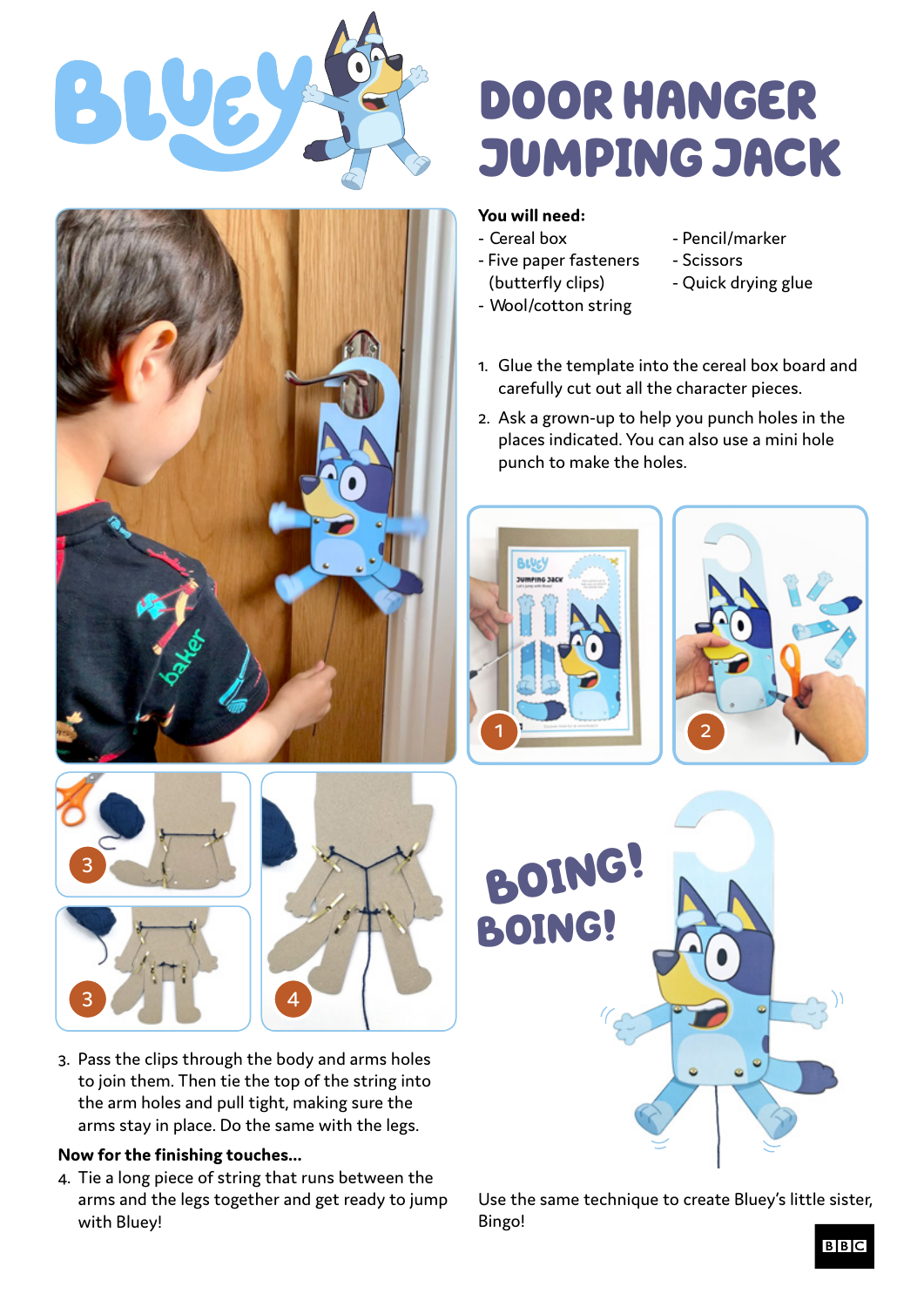# DOOR HANGER JUMPING JACK

**You will need:**

- Cereal box
- Five paper fasteners (butterfly clips)
- Wool/cotton string
- Pencil/marker
- Scissors
- Quick drying glue

1. Glue the template into the cereal box board and carefully cut out all the character pieces.
2. Ask a grown-up to help you punch holes in the places indicated. You can also use a mini hole punch to make the holes.
3. Pass the clips through the body and arms holes to join them. Then tie the top of the string into the arm holes and pull tight, making sure the arms stay in place. Do the same with the legs.

**Now for the finishing touches...**

4. Tie a long piece of string that runs between the arms and the legs together and get ready to jump with Bluey!

BOING! BOING!

Use the same technique to create Bluey's little sister, Bingo!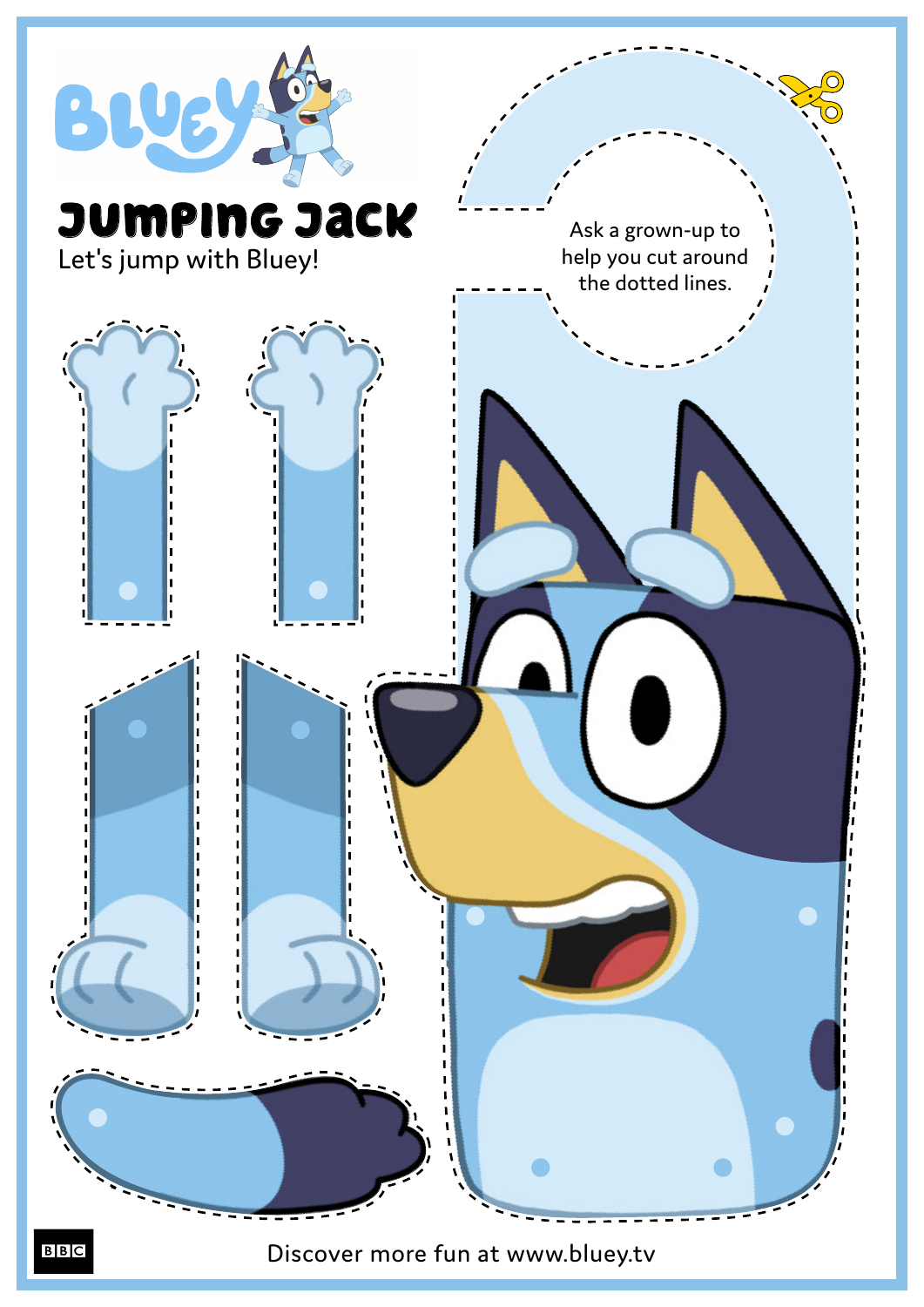Bluey

# Jumping Jack

Let's jump with Bluey!

Ask a grown-up to help you cut around the dotted lines.

Discover more fun at www.bluey.tv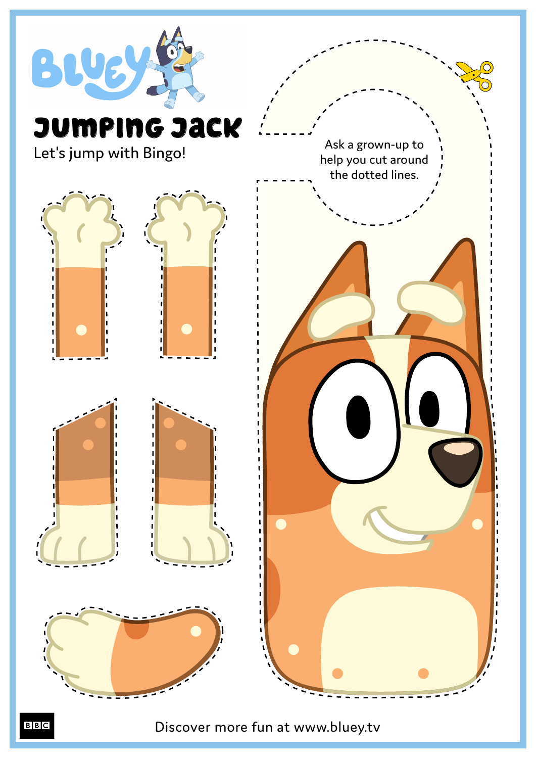# JUMPING JACK

Let's jump with Bingo!

Ask a grown-up to help you cut around the dotted lines.

Discover more fun at www.bluey.tv